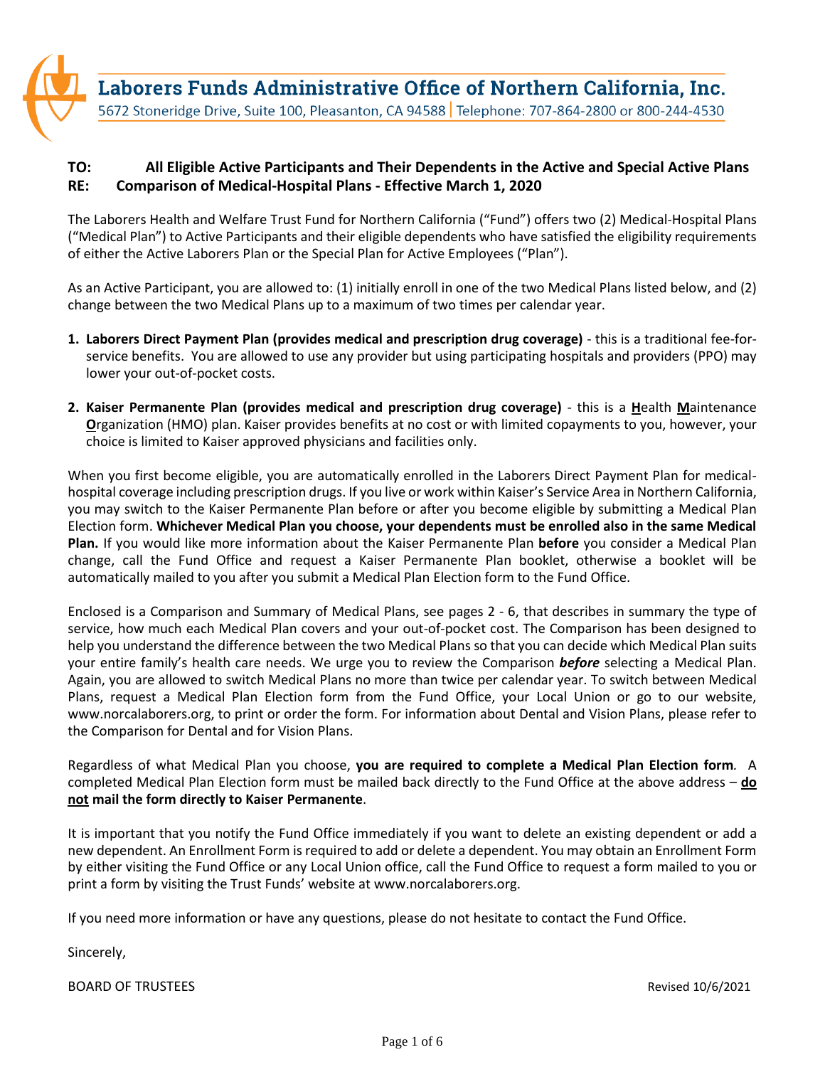# Laborers Funds Administrative Office of Northern California, Inc.

5672 Stoneridge Drive, Suite 100, Pleasanton, CA 94588 | Telephone: 707-864-2800 or 800-244-4530

**TO: All Eligible Active Participants and Their Dependents in the Active and Special Active Plans**
**RE: Comparison of Medical-Hospital Plans - Effective March 1, 2020**

The Laborers Health and Welfare Trust Fund for Northern California ("Fund") offers two (2) Medical-Hospital Plans ("Medical Plan") to Active Participants and their eligible dependents who have satisfied the eligibility requirements of either the Active Laborers Plan or the Special Plan for Active Employees ("Plan").

As an Active Participant, you are allowed to: (1) initially enroll in one of the two Medical Plans listed below, and (2) change between the two Medical Plans up to a maximum of two times per calendar year.

1. **Laborers Direct Payment Plan (provides medical and prescription drug coverage)** - this is a traditional fee-for-service benefits. You are allowed to use any provider but using participating hospitals and providers (PPO) may lower your out-of-pocket costs.

2. **Kaiser Permanente Plan (provides medical and prescription drug coverage)** - this is a **H**ealth **M**aintenance **O**rganization (HMO) plan. Kaiser provides benefits at no cost or with limited copayments to you, however, your choice is limited to Kaiser approved physicians and facilities only.

When you first become eligible, you are automatically enrolled in the Laborers Direct Payment Plan for medical-hospital coverage including prescription drugs. If you live or work within Kaiser's Service Area in Northern California, you may switch to the Kaiser Permanente Plan before or after you become eligible by submitting a Medical Plan Election form. **Whichever Medical Plan you choose, your dependents must be enrolled also in the same Medical Plan.** If you would like more information about the Kaiser Permanente Plan **before** you consider a Medical Plan change, call the Fund Office and request a Kaiser Permanente Plan booklet, otherwise a booklet will be automatically mailed to you after you submit a Medical Plan Election form to the Fund Office.

Enclosed is a Comparison and Summary of Medical Plans, see pages 2 - 6, that describes in summary the type of service, how much each Medical Plan covers and your out-of-pocket cost. The Comparison has been designed to help you understand the difference between the two Medical Plans so that you can decide which Medical Plan suits your entire family's health care needs. We urge you to review the Comparison ***before*** selecting a Medical Plan. Again, you are allowed to switch Medical Plans no more than twice per calendar year. To switch between Medical Plans, request a Medical Plan Election form from the Fund Office, your Local Union or go to our website, www.norcalaborers.org, to print or order the form. For information about Dental and Vision Plans, please refer to the Comparison for Dental and for Vision Plans.

Regardless of what Medical Plan you choose, **you are required to complete a Medical Plan Election form**. A completed Medical Plan Election form must be mailed back directly to the Fund Office at the above address – **do not mail the form directly to Kaiser Permanente**.

It is important that you notify the Fund Office immediately if you want to delete an existing dependent or add a new dependent. An Enrollment Form is required to add or delete a dependent. You may obtain an Enrollment Form by either visiting the Fund Office or any Local Union office, call the Fund Office to request a form mailed to you or print a form by visiting the Trust Funds' website at www.norcalaborers.org.

If you need more information or have any questions, please do not hesitate to contact the Fund Office.

Sincerely,

BOARD OF TRUSTEES

Revised 10/6/2021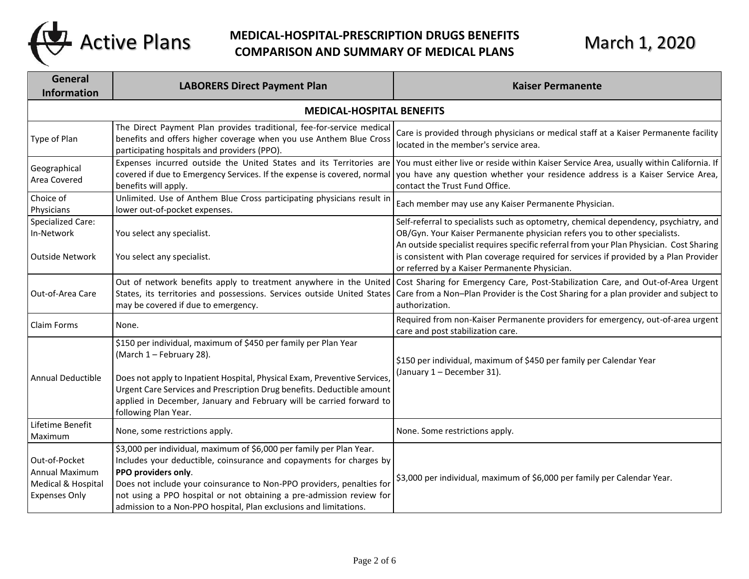# Active Plans

## MEDICAL-HOSPITAL-PRESCRIPTION DRUGS BENEFITS COMPARISON AND SUMMARY OF MEDICAL PLANS

## March 1, 2020

| General Information | LABORERS Direct Payment Plan | Kaiser Permanente |
|---|---|---|
| **MEDICAL-HOSPITAL BENEFITS** | | |
| Type of Plan | The Direct Payment Plan provides traditional, fee-for-service medical benefits and offers higher coverage when you use Anthem Blue Cross participating hospitals and providers (PPO). | Care is provided through physicians or medical staff at a Kaiser Permanente facility located in the member's service area. |
| Geographical Area Covered | Expenses incurred outside the United States and its Territories are covered if due to Emergency Services. If the expense is covered, normal benefits will apply. | You must either live or reside within Kaiser Service Area, usually within California. If you have any question whether your residence address is a Kaiser Service Area, contact the Trust Fund Office. |
| Choice of Physicians | Unlimited. Use of Anthem Blue Cross participating physicians result in lower out-of-pocket expenses. | Each member may use any Kaiser Permanente Physician. |
| Specialized Care: In-Network | You select any specialist. | Self-referral to specialists such as optometry, chemical dependency, psychiatry, and OB/Gyn. Your Kaiser Permanente physician refers you to other specialists. |
| Outside Network | You select any specialist. | An outside specialist requires specific referral from your Plan Physician. Cost Sharing is consistent with Plan coverage required for services if provided by a Plan Provider or referred by a Kaiser Permanente Physician. |
| Out-of-Area Care | Out of network benefits apply to treatment anywhere in the United States, its territories and possessions. Services outside United States may be covered if due to emergency. | Cost Sharing for Emergency Care, Post-Stabilization Care, and Out-of-Area Urgent Care from a Non–Plan Provider is the Cost Sharing for a plan provider and subject to authorization. |
| Claim Forms | None. | Required from non-Kaiser Permanente providers for emergency, out-of-area urgent care and post stabilization care. |
| Annual Deductible | \$150 per individual, maximum of \$450 per family per Plan Year (March 1 – February 28).<br><br>Does not apply to Inpatient Hospital, Physical Exam, Preventive Services, Urgent Care Services and Prescription Drug benefits. Deductible amount applied in December, January and February will be carried forward to following Plan Year. | \$150 per individual, maximum of \$450 per family per Calendar Year (January 1 – December 31). |
| Lifetime Benefit Maximum | None, some restrictions apply. | None. Some restrictions apply. |
| Out-of-Pocket Annual Maximum Medical & Hospital Expenses Only | \$3,000 per individual, maximum of \$6,000 per family per Plan Year. Includes your deductible, coinsurance and copayments for charges by **PPO providers only**.<br>Does not include your coinsurance to Non-PPO providers, penalties for not using a PPO hospital or not obtaining a pre-admission review for admission to a Non-PPO hospital, Plan exclusions and limitations. | \$3,000 per individual, maximum of \$6,000 per family per Calendar Year. |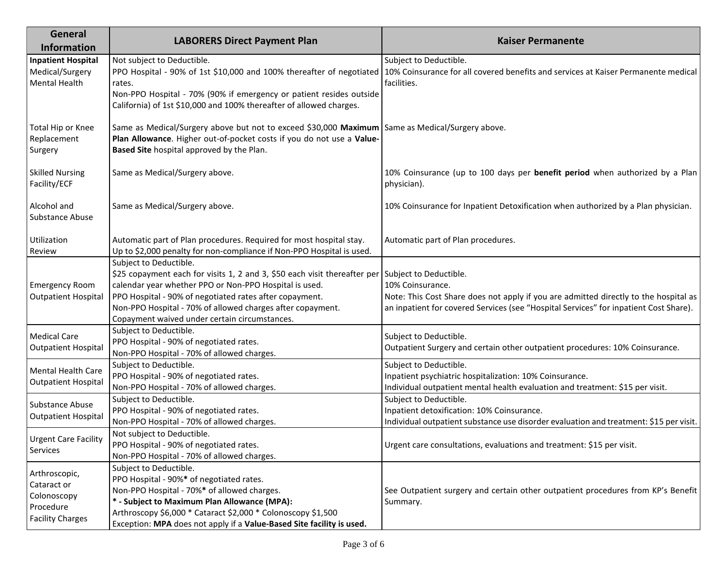| General Information | LABORERS Direct Payment Plan | Kaiser Permanente |
|---|---|---|
| **Inpatient Hospital**<br>Medical/Surgery<br>Mental Health | Not subject to Deductible.<br>PPO Hospital - 90% of 1st $10,000 and 100% thereafter of negotiated rates.<br>Non-PPO Hospital - 70% (90% if emergency or patient resides outside California) of 1st $10,000 and 100% thereafter of allowed charges. | Subject to Deductible.<br>10% Coinsurance for all covered benefits and services at Kaiser Permanente medical facilities. |
| Total Hip or Knee Replacement Surgery | Same as Medical/Surgery above but not to exceed $30,000 **Maximum Plan Allowance**. Higher out-of-pocket costs if you do not use a **Value-Based Site** hospital approved by the Plan. | Same as Medical/Surgery above. |
| Skilled Nursing Facility/ECF | Same as Medical/Surgery above. | 10% Coinsurance (up to 100 days per **benefit period** when authorized by a Plan physician). |
| Alcohol and Substance Abuse | Same as Medical/Surgery above. | 10% Coinsurance for Inpatient Detoxification when authorized by a Plan physician. |
| Utilization Review | Automatic part of Plan procedures. Required for most hospital stay.<br>Up to $2,000 penalty for non-compliance if Non-PPO Hospital is used. | Automatic part of Plan procedures. |
| Emergency Room Outpatient Hospital | Subject to Deductible.<br>$25 copayment each for visits 1, 2 and 3, $50 each visit thereafter per calendar year whether PPO or Non-PPO Hospital is used.<br>PPO Hospital - 90% of negotiated rates after copayment.<br>Non-PPO Hospital - 70% of allowed charges after copayment.<br>Copayment waived under certain circumstances. | Subject to Deductible.<br>10% Coinsurance.<br>Note: This Cost Share does not apply if you are admitted directly to the hospital as an inpatient for covered Services (see "Hospital Services" for inpatient Cost Share). |
| Medical Care Outpatient Hospital | Subject to Deductible.<br>PPO Hospital - 90% of negotiated rates.<br>Non-PPO Hospital - 70% of allowed charges. | Subject to Deductible.<br>Outpatient Surgery and certain other outpatient procedures: 10% Coinsurance. |
| Mental Health Care Outpatient Hospital | Subject to Deductible.<br>PPO Hospital - 90% of negotiated rates.<br>Non-PPO Hospital - 70% of allowed charges. | Subject to Deductible.<br>Inpatient psychiatric hospitalization: 10% Coinsurance.<br>Individual outpatient mental health evaluation and treatment: $15 per visit. |
| Substance Abuse Outpatient Hospital | Subject to Deductible.<br>PPO Hospital - 90% of negotiated rates.<br>Non-PPO Hospital - 70% of allowed charges. | Subject to Deductible.<br>Inpatient detoxification: 10% Coinsurance.<br>Individual outpatient substance use disorder evaluation and treatment: $15 per visit. |
| Urgent Care Facility Services | Not subject to Deductible.<br>PPO Hospital - 90% of negotiated rates.<br>Non-PPO Hospital - 70% of allowed charges. | Urgent care consultations, evaluations and treatment: $15 per visit. |
| Arthroscopic, Cataract or Colonoscopy Procedure Facility Charges | Subject to Deductible.<br>PPO Hospital - 90%**\*** of negotiated rates.<br>Non-PPO Hospital - 70%**\*** of allowed charges.<br>**\* - Subject to Maximum Plan Allowance (MPA):**<br>Arthroscopy $6,000 * Cataract $2,000 * Colonoscopy $1,500<br>Exception: **MPA** does not apply if a **Value-Based Site facility is used.** | See Outpatient surgery and certain other outpatient procedures from KP's Benefit Summary. |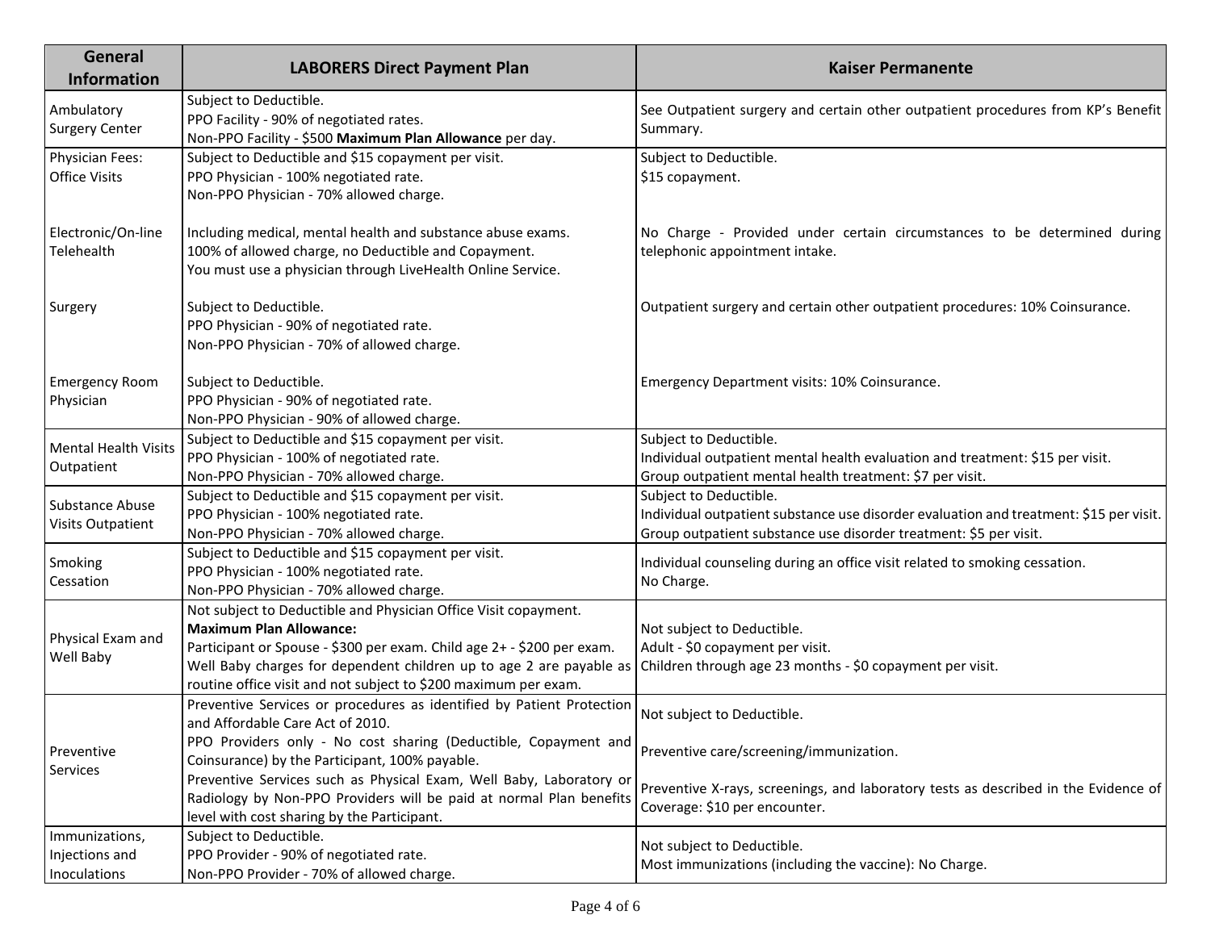| General Information | LABORERS Direct Payment Plan | Kaiser Permanente |
|---|---|---|
| Ambulatory Surgery Center | Subject to Deductible.<br>PPO Facility - 90% of negotiated rates.<br>Non-PPO Facility - $500 **Maximum Plan Allowance** per day. | See Outpatient surgery and certain other outpatient procedures from KP's Benefit Summary. |
| Physician Fees:<br>Office Visits | Subject to Deductible and $15 copayment per visit.<br>PPO Physician - 100% negotiated rate.<br>Non-PPO Physician - 70% allowed charge. | Subject to Deductible.<br>$15 copayment. |
| Electronic/On-line Telehealth | Including medical, mental health and substance abuse exams.<br>100% of allowed charge, no Deductible and Copayment.<br>You must use a physician through LiveHealth Online Service. | No Charge - Provided under certain circumstances to be determined during telephonic appointment intake. |
| Surgery | Subject to Deductible.<br>PPO Physician - 90% of negotiated rate.<br>Non-PPO Physician - 70% of allowed charge. | Outpatient surgery and certain other outpatient procedures: 10% Coinsurance. |
| Emergency Room Physician | Subject to Deductible.<br>PPO Physician - 90% of negotiated rate.<br>Non-PPO Physician - 90% of allowed charge. | Emergency Department visits: 10% Coinsurance. |
| Mental Health Visits Outpatient | Subject to Deductible and $15 copayment per visit.<br>PPO Physician - 100% of negotiated rate.<br>Non-PPO Physician - 70% allowed charge. | Subject to Deductible.<br>Individual outpatient mental health evaluation and treatment: $15 per visit.<br>Group outpatient mental health treatment: $7 per visit. |
| Substance Abuse Visits Outpatient | Subject to Deductible and $15 copayment per visit.<br>PPO Physician - 100% negotiated rate.<br>Non-PPO Physician - 70% allowed charge. | Subject to Deductible.<br>Individual outpatient substance use disorder evaluation and treatment: $15 per visit.<br>Group outpatient substance use disorder treatment: $5 per visit. |
| Smoking Cessation | Subject to Deductible and $15 copayment per visit.<br>PPO Physician - 100% negotiated rate.<br>Non-PPO Physician - 70% allowed charge. | Individual counseling during an office visit related to smoking cessation.<br>No Charge. |
| Physical Exam and Well Baby | Not subject to Deductible and Physician Office Visit copayment.<br>**Maximum Plan Allowance:**<br>Participant or Spouse - $300 per exam. Child age 2+ - $200 per exam.<br>Well Baby charges for dependent children up to age 2 are payable as routine office visit and not subject to $200 maximum per exam. | Not subject to Deductible.<br>Adult - $0 copayment per visit.<br>Children through age 23 months - $0 copayment per visit. |
| Preventive Services | Preventive Services or procedures as identified by Patient Protection and Affordable Care Act of 2010.<br>PPO Providers only - No cost sharing (Deductible, Copayment and Coinsurance) by the Participant, 100% payable.<br>Preventive Services such as Physical Exam, Well Baby, Laboratory or Radiology by Non-PPO Providers will be paid at normal Plan benefits level with cost sharing by the Participant. | Not subject to Deductible.<br>Preventive care/screening/immunization.<br>Preventive X-rays, screenings, and laboratory tests as described in the Evidence of Coverage: $10 per encounter. |
| Immunizations, Injections and Inoculations | Subject to Deductible.<br>PPO Provider - 90% of negotiated rate.<br>Non-PPO Provider - 70% of allowed charge. | Not subject to Deductible.<br>Most immunizations (including the vaccine): No Charge. |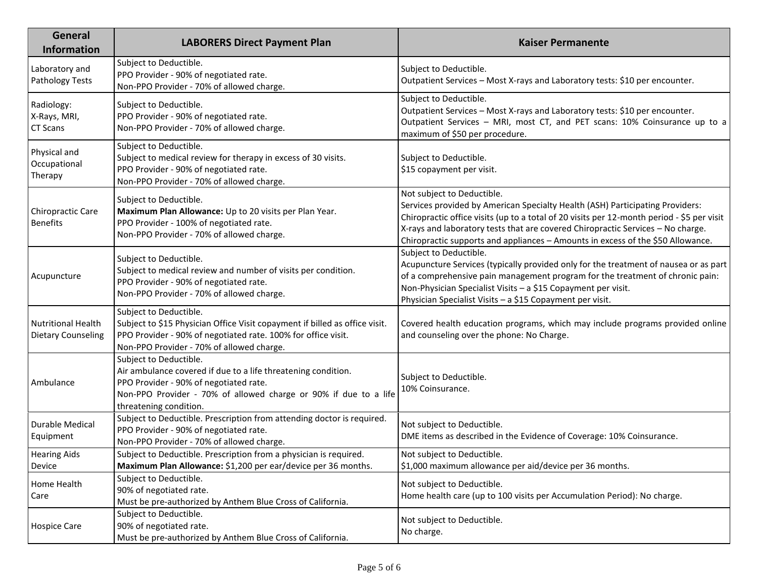| General Information | LABORERS Direct Payment Plan | Kaiser Permanente |
| --- | --- | --- |
| Laboratory and Pathology Tests | Subject to Deductible.<br>PPO Provider - 90% of negotiated rate.<br>Non-PPO Provider - 70% of allowed charge. | Subject to Deductible.<br>Outpatient Services – Most X-rays and Laboratory tests: $10 per encounter. |
| Radiology:<br>X-Rays, MRI,<br>CT Scans | Subject to Deductible.<br>PPO Provider - 90% of negotiated rate.<br>Non-PPO Provider - 70% of allowed charge. | Subject to Deductible.<br>Outpatient Services – Most X-rays and Laboratory tests: $10 per encounter.<br>Outpatient Services – MRI, most CT, and PET scans: 10% Coinsurance up to a maximum of $50 per procedure. |
| Physical and Occupational Therapy | Subject to Deductible.<br>Subject to medical review for therapy in excess of 30 visits.<br>PPO Provider - 90% of negotiated rate.<br>Non-PPO Provider - 70% of allowed charge. | Subject to Deductible.<br>$15 copayment per visit. |
| Chiropractic Care Benefits | Subject to Deductible.<br>**Maximum Plan Allowance:** Up to 20 visits per Plan Year.<br>PPO Provider - 100% of negotiated rate.<br>Non-PPO Provider - 70% of allowed charge. | Not subject to Deductible.<br>Services provided by American Specialty Health (ASH) Participating Providers:<br>Chiropractic office visits (up to a total of 20 visits per 12-month period - $5 per visit<br>X-rays and laboratory tests that are covered Chiropractic Services – No charge.<br>Chiropractic supports and appliances – Amounts in excess of the $50 Allowance. |
| Acupuncture | Subject to Deductible.<br>Subject to medical review and number of visits per condition.<br>PPO Provider - 90% of negotiated rate.<br>Non-PPO Provider - 70% of allowed charge. | Subject to Deductible.<br>Acupuncture Services (typically provided only for the treatment of nausea or as part of a comprehensive pain management program for the treatment of chronic pain:<br>Non-Physician Specialist Visits – a $15 Copayment per visit.<br>Physician Specialist Visits – a $15 Copayment per visit. |
| Nutritional Health Dietary Counseling | Subject to Deductible.<br>Subject to $15 Physician Office Visit copayment if billed as office visit.<br>PPO Provider - 90% of negotiated rate. 100% for office visit.<br>Non-PPO Provider - 70% of allowed charge. | Covered health education programs, which may include programs provided online and counseling over the phone: No Charge. |
| Ambulance | Subject to Deductible.<br>Air ambulance covered if due to a life threatening condition.<br>PPO Provider - 90% of negotiated rate.<br>Non-PPO Provider - 70% of allowed charge or 90% if due to a life threatening condition. | Subject to Deductible.<br>10% Coinsurance. |
| Durable Medical Equipment | Subject to Deductible. Prescription from attending doctor is required.<br>PPO Provider - 90% of negotiated rate.<br>Non-PPO Provider - 70% of allowed charge. | Not subject to Deductible.<br>DME items as described in the Evidence of Coverage: 10% Coinsurance. |
| Hearing Aids Device | Subject to Deductible. Prescription from a physician is required.<br>**Maximum Plan Allowance:** $1,200 per ear/device per 36 months. | Not subject to Deductible.<br>$1,000 maximum allowance per aid/device per 36 months. |
| Home Health Care | Subject to Deductible.<br>90% of negotiated rate.<br>Must be pre-authorized by Anthem Blue Cross of California. | Not subject to Deductible.<br>Home health care (up to 100 visits per Accumulation Period): No charge. |
| Hospice Care | Subject to Deductible.<br>90% of negotiated rate.<br>Must be pre-authorized by Anthem Blue Cross of California. | Not subject to Deductible.<br>No charge. |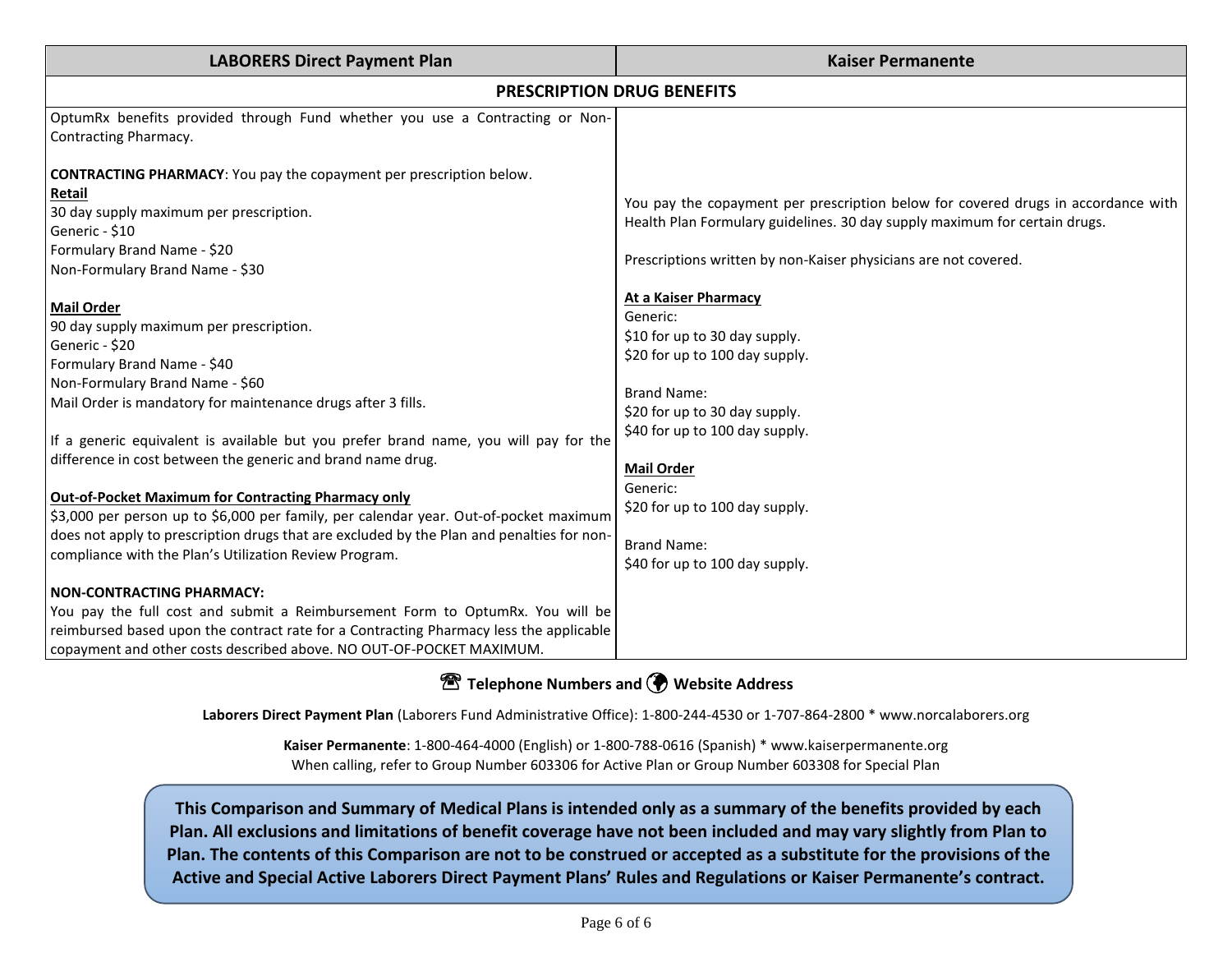| LABORERS Direct Payment Plan | Kaiser Permanente |
|---|---|
| **PRESCRIPTION DRUG BENEFITS** | |
| OptumRx benefits provided through Fund whether you use a Contracting or Non-Contracting Pharmacy.<br><br>**CONTRACTING PHARMACY**: You pay the copayment per prescription below.<br>**Retail**<br>30 day supply maximum per prescription.<br>Generic - $10<br>Formulary Brand Name - $20<br>Non-Formulary Brand Name - $30<br><br>**Mail Order**<br>90 day supply maximum per prescription.<br>Generic - $20<br>Formulary Brand Name - $40<br>Non-Formulary Brand Name - $60<br>Mail Order is mandatory for maintenance drugs after 3 fills.<br><br>If a generic equivalent is available but you prefer brand name, you will pay for the difference in cost between the generic and brand name drug.<br><br>**Out-of-Pocket Maximum for Contracting Pharmacy only**<br>$3,000 per person up to $6,000 per family, per calendar year. Out-of-pocket maximum does not apply to prescription drugs that are excluded by the Plan and penalties for non-compliance with the Plan's Utilization Review Program.<br><br>**NON-CONTRACTING PHARMACY:**<br>You pay the full cost and submit a Reimbursement Form to OptumRx. You will be reimbursed based upon the contract rate for a Contracting Pharmacy less the applicable copayment and other costs described above. NO OUT-OF-POCKET MAXIMUM. | You pay the copayment per prescription below for covered drugs in accordance with Health Plan Formulary guidelines. 30 day supply maximum for certain drugs.<br><br>Prescriptions written by non-Kaiser physicians are not covered.<br><br>**At a Kaiser Pharmacy**<br>Generic:<br>$10 for up to 30 day supply.<br>$20 for up to 100 day supply.<br><br>Brand Name:<br>$20 for up to 30 day supply.<br>$40 for up to 100 day supply.<br><br>**Mail Order**<br>Generic:<br>$20 for up to 100 day supply.<br><br>Brand Name:<br>$40 for up to 100 day supply. |

**Telephone Numbers and Website Address**

**Laborers Direct Payment Plan** (Laborers Fund Administrative Office): 1-800-244-4530 or 1-707-864-2800 * www.norcalaborers.org

**Kaiser Permanente**: 1-800-464-4000 (English) or 1-800-788-0616 (Spanish) * www.kaiserpermanente.org
When calling, refer to Group Number 603306 for Active Plan or Group Number 603308 for Special Plan

**This Comparison and Summary of Medical Plans is intended only as a summary of the benefits provided by each Plan. All exclusions and limitations of benefit coverage have not been included and may vary slightly from Plan to Plan. The contents of this Comparison are not to be construed or accepted as a substitute for the provisions of the Active and Special Active Laborers Direct Payment Plans' Rules and Regulations or Kaiser Permanente's contract.**